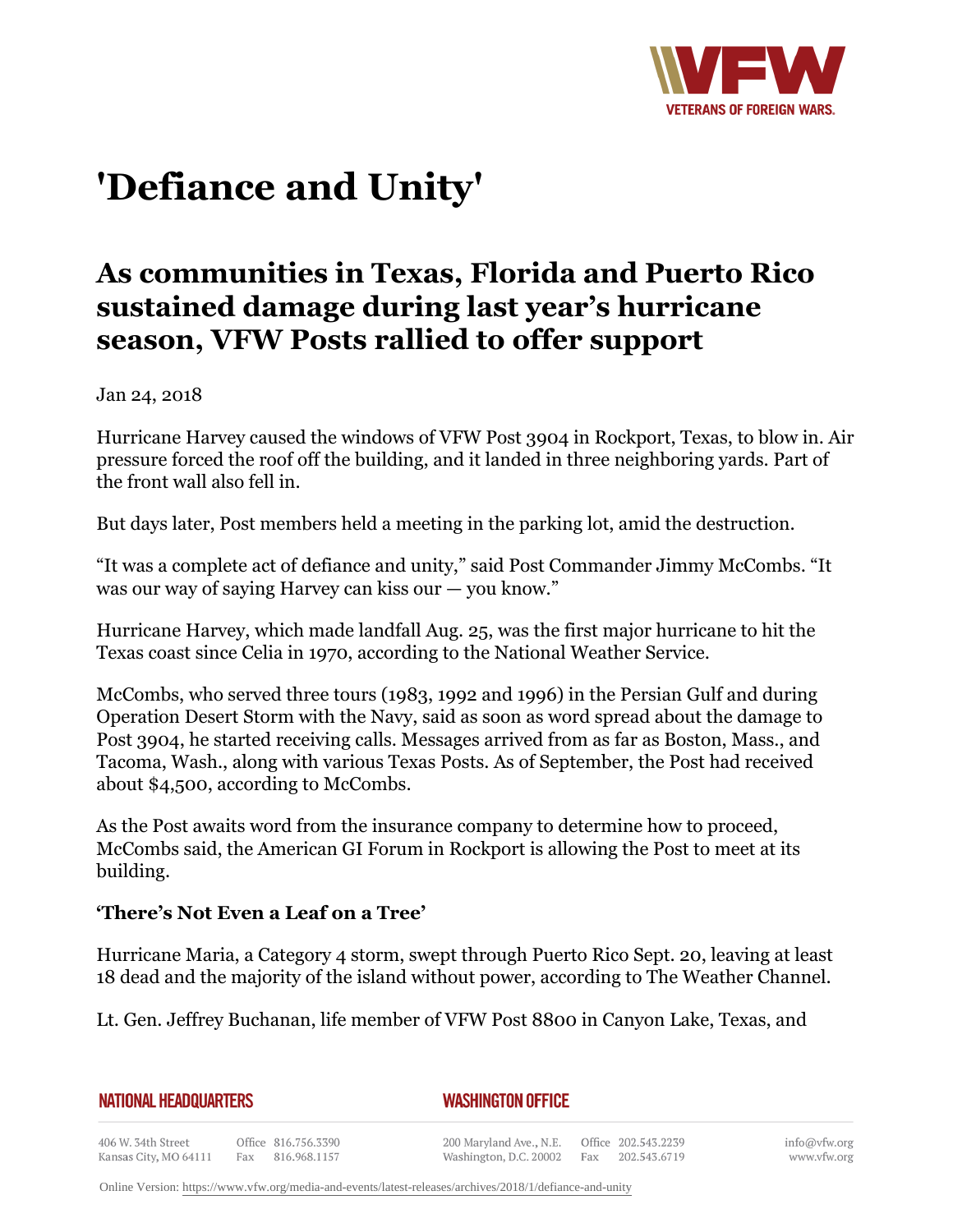# 'Defiance and Unity'

## As communities in Texas, Florida and Puerto Rico sustained damage during last year's hurricane season, VFW Posts rallied to offer support

Jan 24, 2018

Hurricane Harvey caused the windows of VFW Post 3904 in Rockport, Texas, to blow in. Air pressure forced the roof off the building, and it landed in three neighboring yards. Part of the front wall also fell in.

But days later, Post members held a meeting in the parking lot, amid the destruction.

"It was a complete act of defiance and unity," said Post Commander Jimmy McCombs. "It was our way of saying Harvey can kiss our — you know."

Hurricane Harvey, which made landfall Aug. 25, was the first major hurricane to hit the Texas coast since Celia in 1970, according to the National Weather Service.

McCombs, who served three tours (1983, 1992 and 1996) in the Persian Gulf and during Operation Desert Storm with the Navy, said as soon as word spread about the damage to Post 3904, he started receiving calls. Messages arrived from as far as Boston, Mass., and Tacoma, Wash., along with various Texas Posts. As of September, the Post had received about $4,500, according to McCombs.

As the Post awaits word from the insurance company to determine how to proceed, McCombs said, the American GI Forum in Rockport is allowing the Post to meet at its building.

### 'There's Not Even a Leaf on a Tree'

Hurricane Maria, a Category 4 storm, swept through Puerto Rico Sept. 20, leaving at least 18 dead and the majority of the island without power, according to The Weather Channel.

Lt. Gen. Jeffrey Buchanan, life member of VFW Post 8800 in Canyon Lake, Texas, and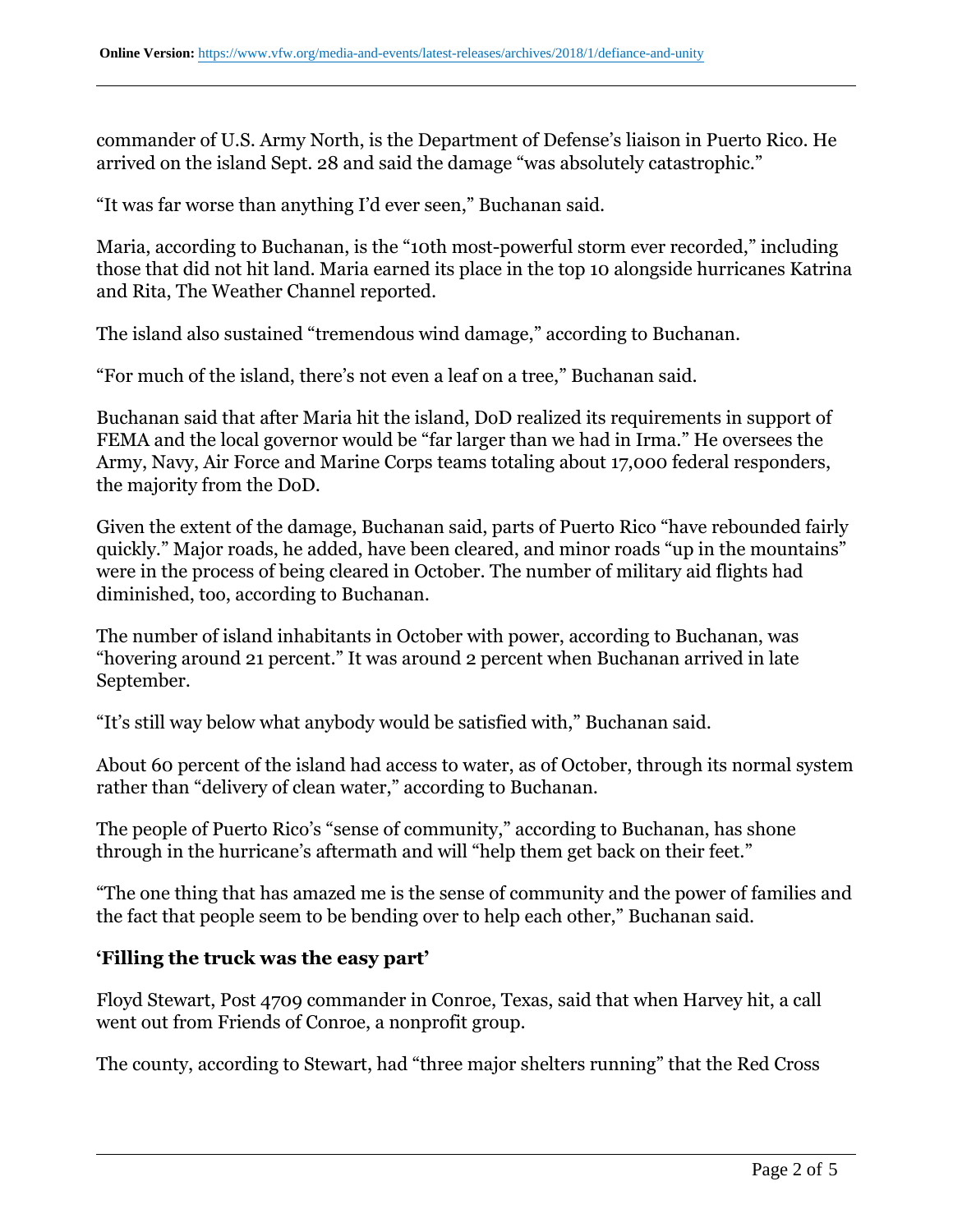commander of U.S. Army North, is the Department of Defense's liaison in Puerto Rico. He arrived on the island Sept. 28 and said the damage "was absolutely catastrophic."

"It was far worse than anything I'd ever seen," Buchanan said.

Maria, according to Buchanan, is the "10th most-powerful storm ever recorded," including those that did not hit land. Maria earned its place in the top 10 alongside hurricanes Katrina and Rita, The Weather Channel reported.

The island also sustained "tremendous wind damage," according to Buchanan.

"For much of the island, there's not even a leaf on a tree," Buchanan said.

Buchanan said that after Maria hit the island, DoD realized its requirements in support of FEMA and the local governor would be "far larger than we had in Irma." He oversees the Army, Navy, Air Force and Marine Corps teams totaling about 17,000 federal responders, the majority from the DoD.

Given the extent of the damage, Buchanan said, parts of Puerto Rico "have rebounded fairly quickly." Major roads, he added, have been cleared, and minor roads "up in the mountains" were in the process of being cleared in October. The number of military aid flights had diminished, too, according to Buchanan.

The number of island inhabitants in October with power, according to Buchanan, was "hovering around 21 percent." It was around 2 percent when Buchanan arrived in late September.

"It's still way below what anybody would be satisfied with," Buchanan said.

About 60 percent of the island had access to water, as of October, through its normal system rather than "delivery of clean water," according to Buchanan.

The people of Puerto Rico's "sense of community," according to Buchanan, has shone through in the hurricane's aftermath and will "help them get back on their feet."

"The one thing that has amazed me is the sense of community and the power of families and the fact that people seem to be bending over to help each other," Buchanan said.

### 'Filling the truck was the easy part'

Floyd Stewart, Post 4709 commander in Conroe, Texas, said that when Harvey hit, a call went out from Friends of Conroe, a nonprofit group.

The county, according to Stewart, had "three major shelters running" that the Red Cross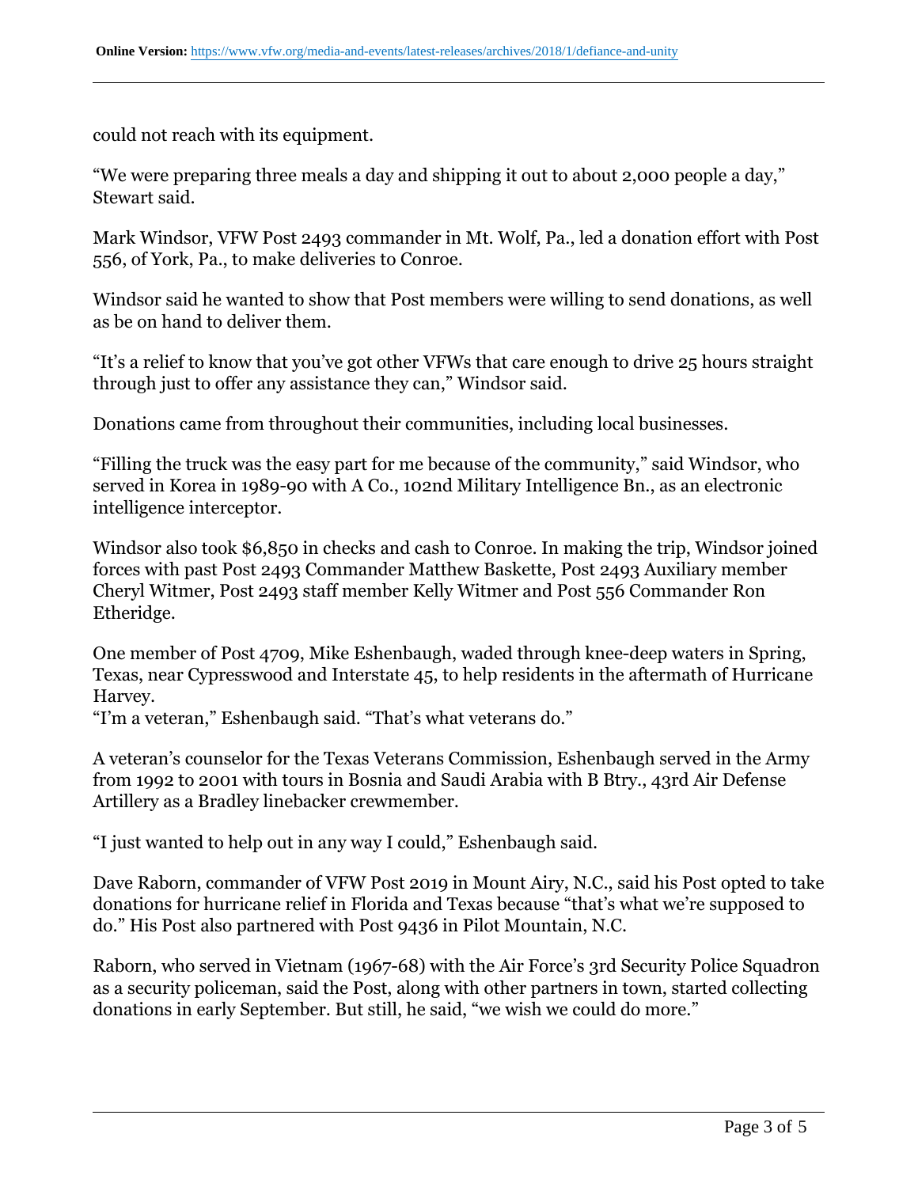could not reach with its equipment.

“We were preparing three meals a day and shipping it out to about 2,000 people a day,” Stewart said.

Mark Windsor, VFW Post 2493 commander in Mt. Wolf, Pa., led a donation effort with Post 556, of York, Pa., to make deliveries to Conroe.

Windsor said he wanted to show that Post members were willing to send donations, as well as be on hand to deliver them.

“It’s a relief to know that you’ve got other VFWs that care enough to drive 25 hours straight through just to offer any assistance they can,” Windsor said.

Donations came from throughout their communities, including local businesses.

“Filling the truck was the easy part for me because of the community,” said Windsor, who served in Korea in 1989-90 with A Co., 102nd Military Intelligence Bn., as an electronic intelligence interceptor.

Windsor also took $6,850 in checks and cash to Conroe. In making the trip, Windsor joined forces with past Post 2493 Commander Matthew Baskette, Post 2493 Auxiliary member Cheryl Witmer, Post 2493 staff member Kelly Witmer and Post 556 Commander Ron Etheridge.

One member of Post 4709, Mike Eshenbaugh, waded through knee-deep waters in Spring, Texas, near Cypresswood and Interstate 45, to help residents in the aftermath of Hurricane Harvey.
“I’m a veteran,” Eshenbaugh said. “That’s what veterans do.”

A veteran’s counselor for the Texas Veterans Commission, Eshenbaugh served in the Army from 1992 to 2001 with tours in Bosnia and Saudi Arabia with B Btry., 43rd Air Defense Artillery as a Bradley linebacker crewmember.

“I just wanted to help out in any way I could,” Eshenbaugh said.

Dave Raborn, commander of VFW Post 2019 in Mount Airy, N.C., said his Post opted to take donations for hurricane relief in Florida and Texas because “that’s what we’re supposed to do.” His Post also partnered with Post 9436 in Pilot Mountain, N.C.

Raborn, who served in Vietnam (1967-68) with the Air Force’s 3rd Security Police Squadron as a security policeman, said the Post, along with other partners in town, started collecting donations in early September. But still, he said, “we wish we could do more.”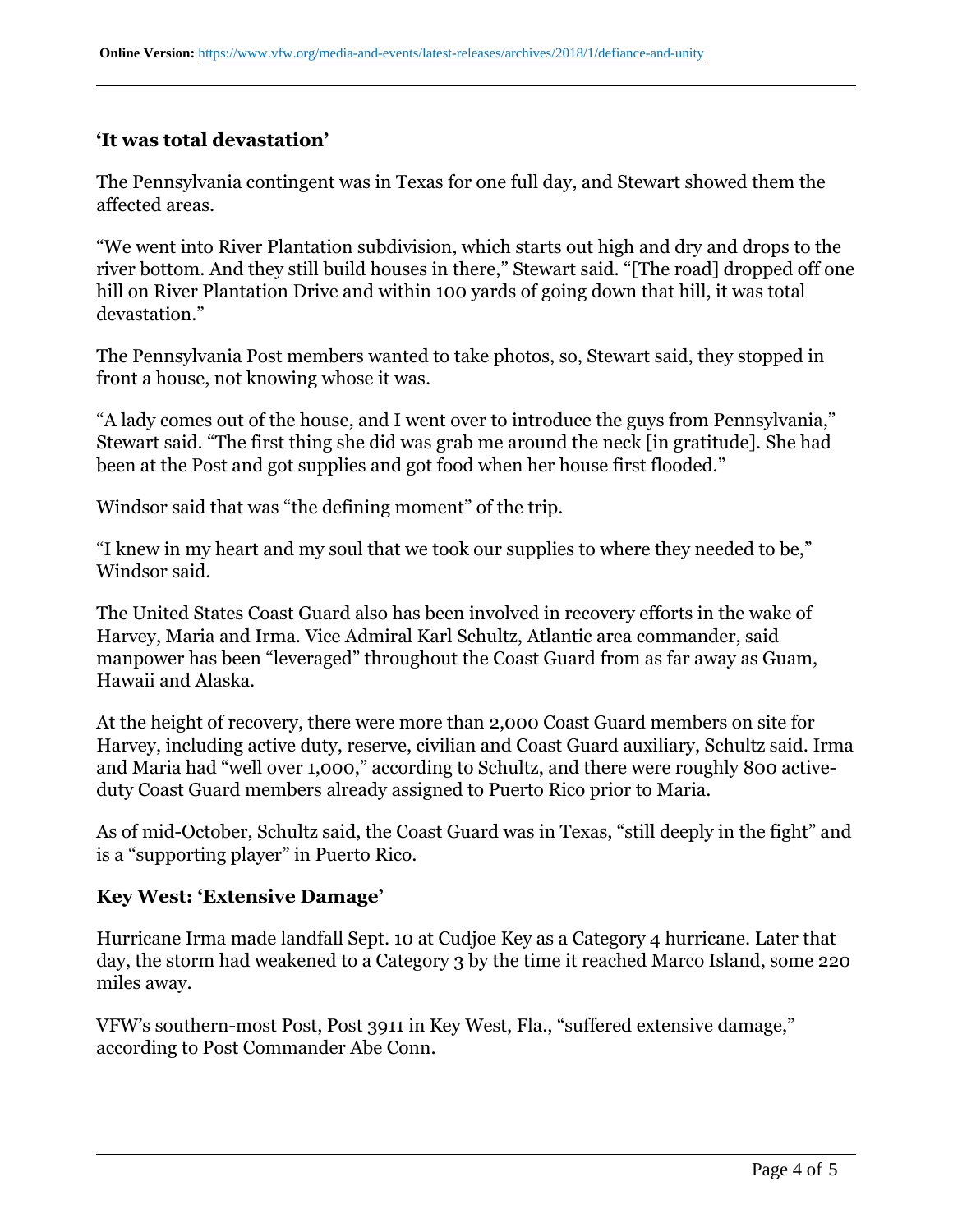## 'It was total devastation'

The Pennsylvania contingent was in Texas for one full day, and Stewart showed them the affected areas.

"We went into River Plantation subdivision, which starts out high and dry and drops to the river bottom. And they still build houses in there," Stewart said. "[The road] dropped off one hill on River Plantation Drive and within 100 yards of going down that hill, it was total devastation."

The Pennsylvania Post members wanted to take photos, so, Stewart said, they stopped in front a house, not knowing whose it was.

"A lady comes out of the house, and I went over to introduce the guys from Pennsylvania," Stewart said. "The first thing she did was grab me around the neck [in gratitude]. She had been at the Post and got supplies and got food when her house first flooded."

Windsor said that was "the defining moment" of the trip.

"I knew in my heart and my soul that we took our supplies to where they needed to be," Windsor said.

The United States Coast Guard also has been involved in recovery efforts in the wake of Harvey, Maria and Irma. Vice Admiral Karl Schultz, Atlantic area commander, said manpower has been "leveraged" throughout the Coast Guard from as far away as Guam, Hawaii and Alaska.

At the height of recovery, there were more than 2,000 Coast Guard members on site for Harvey, including active duty, reserve, civilian and Coast Guard auxiliary, Schultz said. Irma and Maria had "well over 1,000," according to Schultz, and there were roughly 800 active-duty Coast Guard members already assigned to Puerto Rico prior to Maria.

As of mid-October, Schultz said, the Coast Guard was in Texas, "still deeply in the fight" and is a "supporting player" in Puerto Rico.

## Key West: 'Extensive Damage'

Hurricane Irma made landfall Sept. 10 at Cudjoe Key as a Category 4 hurricane. Later that day, the storm had weakened to a Category 3 by the time it reached Marco Island, some 220 miles away.

VFW's southern-most Post, Post 3911 in Key West, Fla., "suffered extensive damage," according to Post Commander Abe Conn.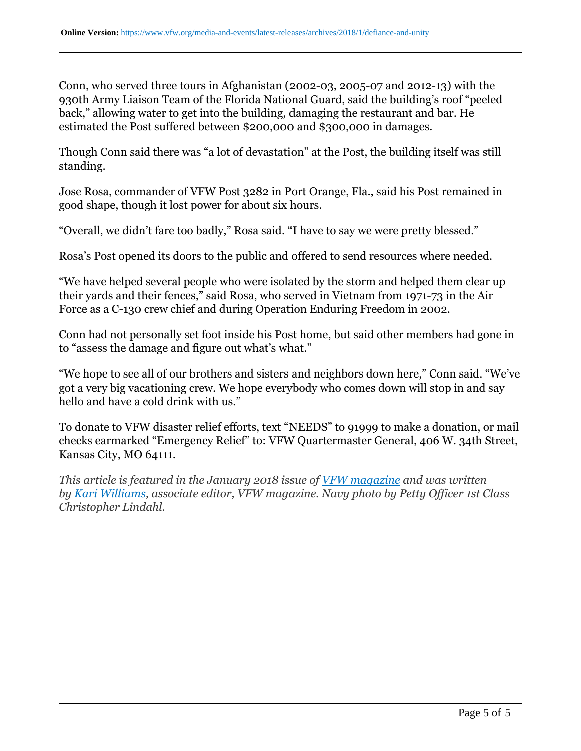Conn, who served three tours in Afghanistan (2002-03, 2005-07 and 2012-13) with the 930th Army Liaison Team of the Florida National Guard, said the building's roof "peeled back," allowing water to get into the building, damaging the restaurant and bar. He estimated the Post suffered between $200,000 and $300,000 in damages.

Though Conn said there was "a lot of devastation" at the Post, the building itself was still standing.

Jose Rosa, commander of VFW Post 3282 in Port Orange, Fla., said his Post remained in good shape, though it lost power for about six hours.

"Overall, we didn't fare too badly," Rosa said. "I have to say we were pretty blessed."

Rosa's Post opened its doors to the public and offered to send resources where needed.

"We have helped several people who were isolated by the storm and helped them clear up their yards and their fences," said Rosa, who served in Vietnam from 1971-73 in the Air Force as a C-130 crew chief and during Operation Enduring Freedom in 2002.

Conn had not personally set foot inside his Post home, but said other members had gone in to "assess the damage and figure out what's what."

"We hope to see all of our brothers and sisters and neighbors down here," Conn said. "We've got a very big vacationing crew. We hope everybody who comes down will stop in and say hello and have a cold drink with us."

To donate to VFW disaster relief efforts, text "NEEDS" to 91999 to make a donation, or mail checks earmarked "Emergency Relief" to: VFW Quartermaster General, 406 W. 34th Street, Kansas City, MO 64111.

*This article is featured in the January 2018 issue of [VFW magazine](#) and was written by [Kari Williams](#), associate editor, VFW magazine. Navy photo by Petty Officer 1st Class Christopher Lindahl.*